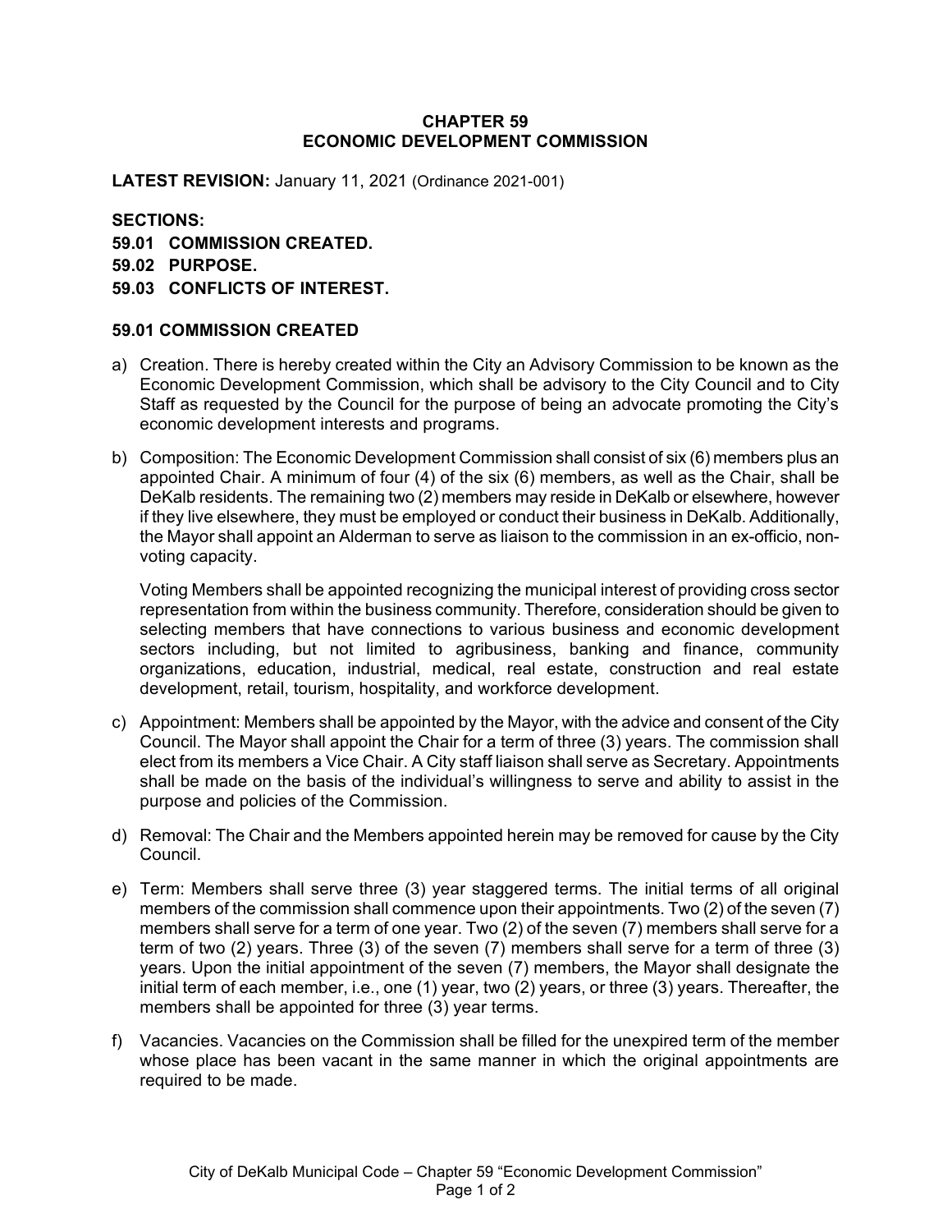# CHAPTER 59
# ECONOMIC DEVELOPMENT COMMISSION

**LATEST REVISION:** January 11, 2021 (Ordinance 2021-001)

**SECTIONS:**
**59.01 COMMISSION CREATED.**
**59.02 PURPOSE.**
**59.03 CONFLICTS OF INTEREST.**

## 59.01 COMMISSION CREATED

a) Creation. There is hereby created within the City an Advisory Commission to be known as the Economic Development Commission, which shall be advisory to the City Council and to City Staff as requested by the Council for the purpose of being an advocate promoting the City's economic development interests and programs.

b) Composition: The Economic Development Commission shall consist of six (6) members plus an appointed Chair. A minimum of four (4) of the six (6) members, as well as the Chair, shall be DeKalb residents. The remaining two (2) members may reside in DeKalb or elsewhere, however if they live elsewhere, they must be employed or conduct their business in DeKalb. Additionally, the Mayor shall appoint an Alderman to serve as liaison to the commission in an ex-officio, non-voting capacity.

   Voting Members shall be appointed recognizing the municipal interest of providing cross sector representation from within the business community. Therefore, consideration should be given to selecting members that have connections to various business and economic development sectors including, but not limited to agribusiness, banking and finance, community organizations, education, industrial, medical, real estate, construction and real estate development, retail, tourism, hospitality, and workforce development.

c) Appointment: Members shall be appointed by the Mayor, with the advice and consent of the City Council. The Mayor shall appoint the Chair for a term of three (3) years. The commission shall elect from its members a Vice Chair. A City staff liaison shall serve as Secretary. Appointments shall be made on the basis of the individual's willingness to serve and ability to assist in the purpose and policies of the Commission.

d) Removal: The Chair and the Members appointed herein may be removed for cause by the City Council.

e) Term: Members shall serve three (3) year staggered terms. The initial terms of all original members of the commission shall commence upon their appointments. Two (2) of the seven (7) members shall serve for a term of one year. Two (2) of the seven (7) members shall serve for a term of two (2) years. Three (3) of the seven (7) members shall serve for a term of three (3) years. Upon the initial appointment of the seven (7) members, the Mayor shall designate the initial term of each member, i.e., one (1) year, two (2) years, or three (3) years. Thereafter, the members shall be appointed for three (3) year terms.

f) Vacancies. Vacancies on the Commission shall be filled for the unexpired term of the member whose place has been vacant in the same manner in which the original appointments are required to be made.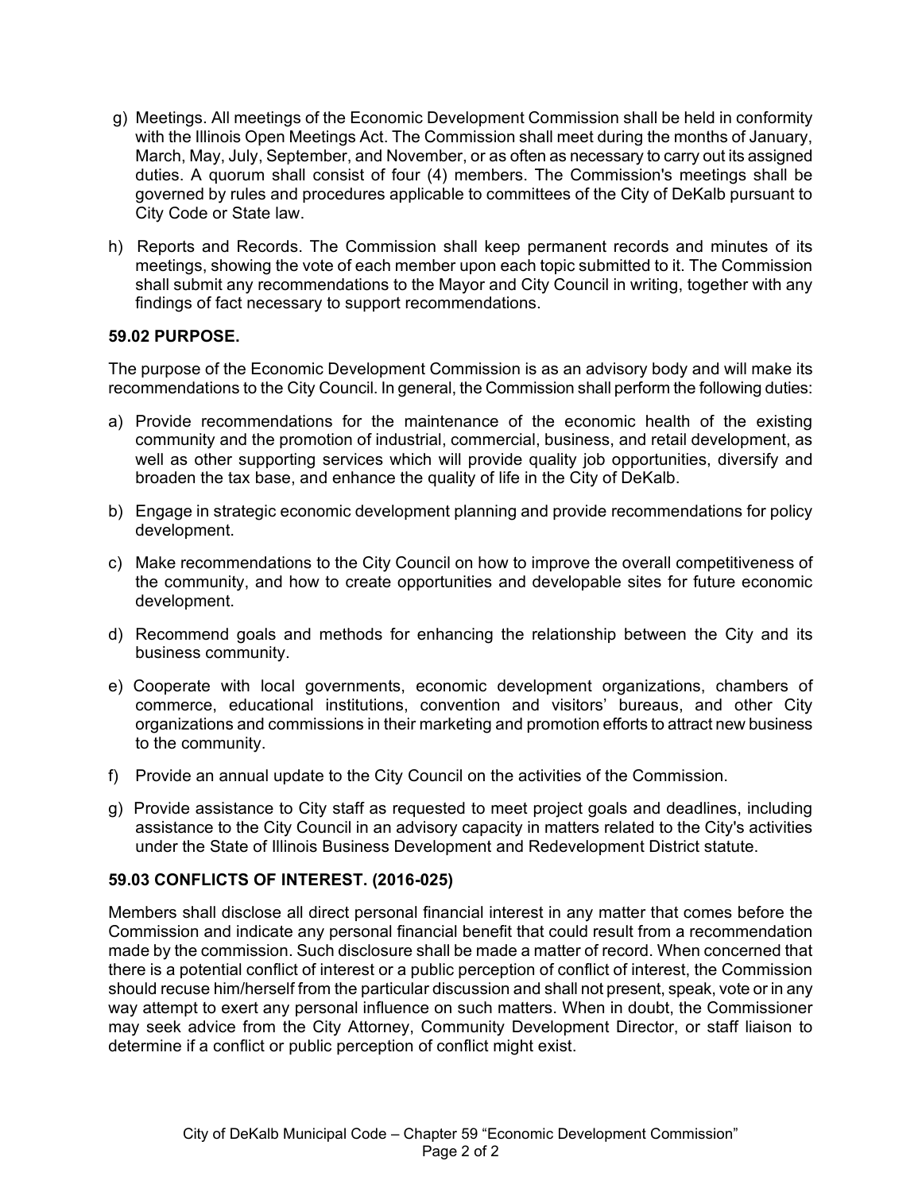g) Meetings. All meetings of the Economic Development Commission shall be held in conformity with the Illinois Open Meetings Act. The Commission shall meet during the months of January, March, May, July, September, and November, or as often as necessary to carry out its assigned duties. A quorum shall consist of four (4) members. The Commission's meetings shall be governed by rules and procedures applicable to committees of the City of DeKalb pursuant to City Code or State law.

h) Reports and Records. The Commission shall keep permanent records and minutes of its meetings, showing the vote of each member upon each topic submitted to it. The Commission shall submit any recommendations to the Mayor and City Council in writing, together with any findings of fact necessary to support recommendations.

**59.02 PURPOSE.**

The purpose of the Economic Development Commission is as an advisory body and will make its recommendations to the City Council. In general, the Commission shall perform the following duties:

a) Provide recommendations for the maintenance of the economic health of the existing community and the promotion of industrial, commercial, business, and retail development, as well as other supporting services which will provide quality job opportunities, diversify and broaden the tax base, and enhance the quality of life in the City of DeKalb.

b) Engage in strategic economic development planning and provide recommendations for policy development.

c) Make recommendations to the City Council on how to improve the overall competitiveness of the community, and how to create opportunities and developable sites for future economic development.

d) Recommend goals and methods for enhancing the relationship between the City and its business community.

e) Cooperate with local governments, economic development organizations, chambers of commerce, educational institutions, convention and visitors' bureaus, and other City organizations and commissions in their marketing and promotion efforts to attract new business to the community.

f) Provide an annual update to the City Council on the activities of the Commission.

g) Provide assistance to City staff as requested to meet project goals and deadlines, including assistance to the City Council in an advisory capacity in matters related to the City's activities under the State of Illinois Business Development and Redevelopment District statute.

**59.03 CONFLICTS OF INTEREST. (2016-025)**

Members shall disclose all direct personal financial interest in any matter that comes before the Commission and indicate any personal financial benefit that could result from a recommendation made by the commission. Such disclosure shall be made a matter of record. When concerned that there is a potential conflict of interest or a public perception of conflict of interest, the Commission should recuse him/herself from the particular discussion and shall not present, speak, vote or in any way attempt to exert any personal influence on such matters. When in doubt, the Commissioner may seek advice from the City Attorney, Community Development Director, or staff liaison to determine if a conflict or public perception of conflict might exist.